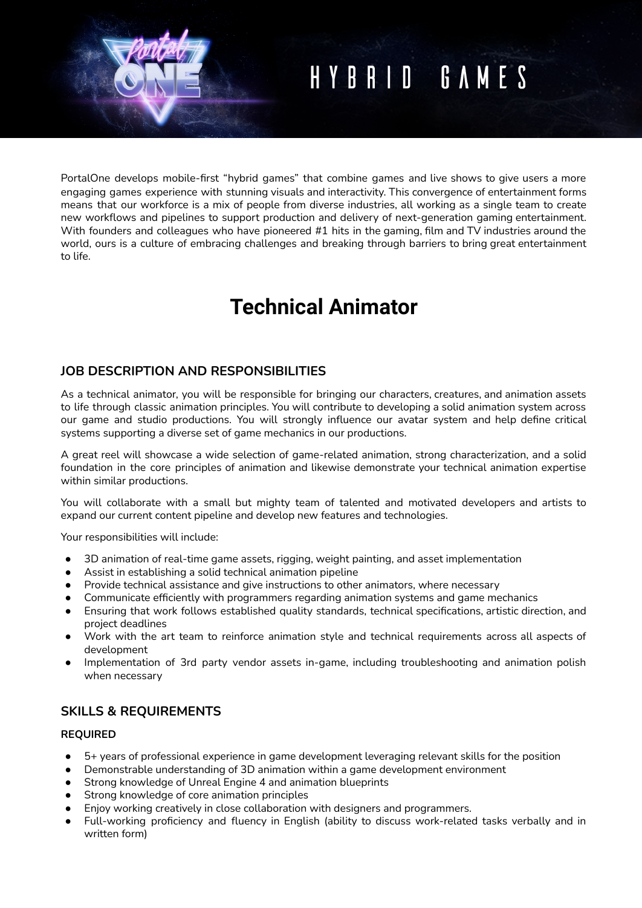HYBRID GAMES

PortalOne develops mobile-first "hybrid games" that combine games and live shows to give users a more engaging games experience with stunning visuals and interactivity. This convergence of entertainment forms means that our workforce is a mix of people from diverse industries, all working as a single team to create new workflows and pipelines to support production and delivery of next-generation gaming entertainment. With founders and colleagues who have pioneered #1 hits in the gaming, film and TV industries around the world, ours is a culture of embracing challenges and breaking through barriers to bring great entertainment to life.

# Technical Animator

## JOB DESCRIPTION AND RESPONSIBILITIES

As a technical animator, you will be responsible for bringing our characters, creatures, and animation assets to life through classic animation principles. You will contribute to developing a solid animation system across our game and studio productions. You will strongly influence our avatar system and help define critical systems supporting a diverse set of game mechanics in our productions.

A great reel will showcase a wide selection of game-related animation, strong characterization, and a solid foundation in the core principles of animation and likewise demonstrate your technical animation expertise within similar productions.

You will collaborate with a small but mighty team of talented and motivated developers and artists to expand our current content pipeline and develop new features and technologies.

Your responsibilities will include:

- 3D animation of real-time game assets, rigging, weight painting, and asset implementation
- Assist in establishing a solid technical animation pipeline
- Provide technical assistance and give instructions to other animators, where necessary
- Communicate efficiently with programmers regarding animation systems and game mechanics
- Ensuring that work follows established quality standards, technical specifications, artistic direction, and project deadlines
- Work with the art team to reinforce animation style and technical requirements across all aspects of development
- Implementation of 3rd party vendor assets in-game, including troubleshooting and animation polish when necessary

## SKILLS & REQUIREMENTS

### REQUIRED

- 5+ years of professional experience in game development leveraging relevant skills for the position
- Demonstrable understanding of 3D animation within a game development environment
- Strong knowledge of Unreal Engine 4 and animation blueprints
- Strong knowledge of core animation principles
- Enjoy working creatively in close collaboration with designers and programmers.
- Full-working proficiency and fluency in English (ability to discuss work-related tasks verbally and in written form)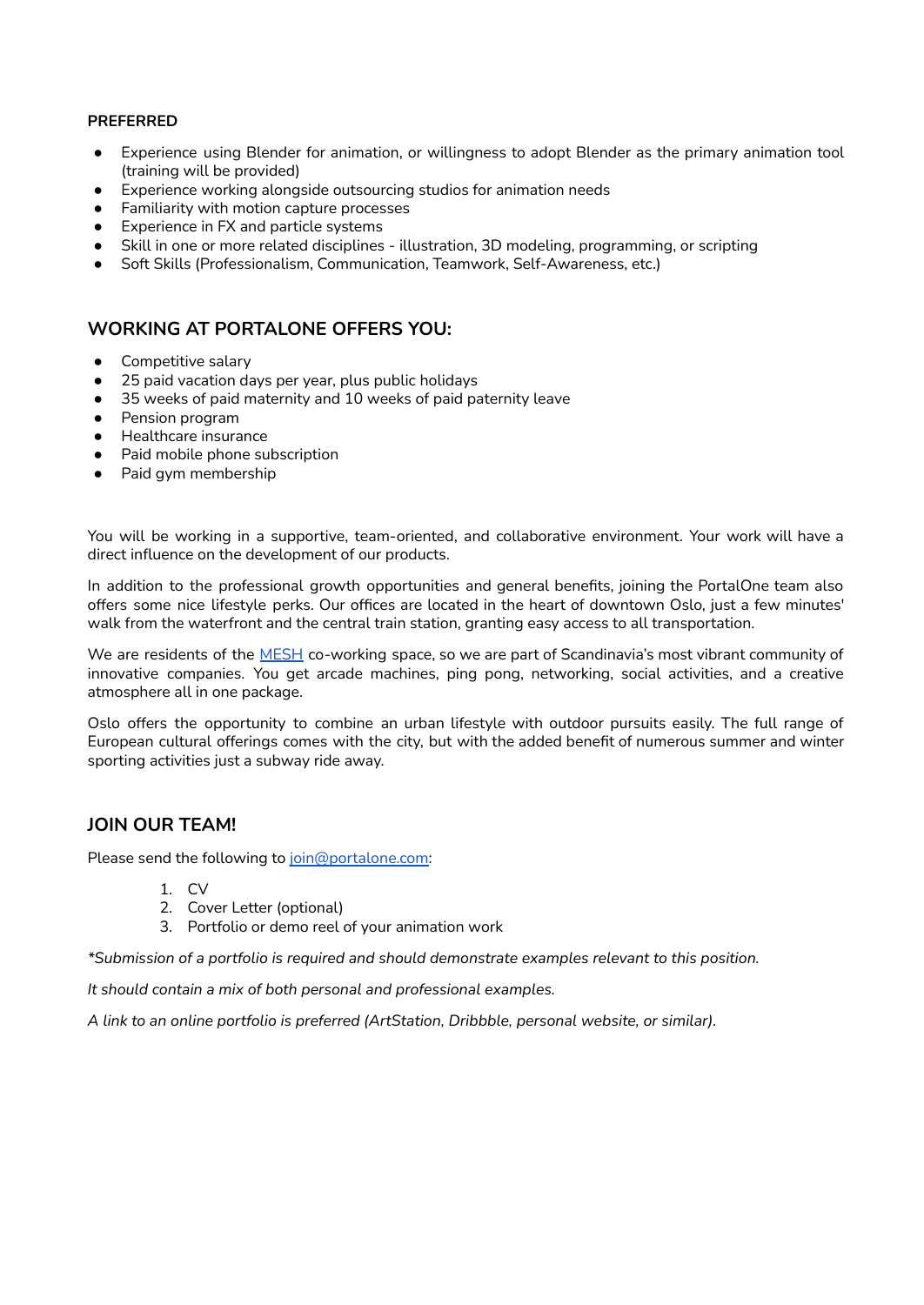**PREFERRED**

- Experience using Blender for animation, or willingness to adopt Blender as the primary animation tool (training will be provided)
- Experience working alongside outsourcing studios for animation needs
- Familiarity with motion capture processes
- Experience in FX and particle systems
- Skill in one or more related disciplines - illustration, 3D modeling, programming, or scripting
- Soft Skills (Professionalism, Communication, Teamwork, Self-Awareness, etc.)

## WORKING AT PORTALONE OFFERS YOU:

- Competitive salary
- 25 paid vacation days per year, plus public holidays
- 35 weeks of paid maternity and 10 weeks of paid paternity leave
- Pension program
- Healthcare insurance
- Paid mobile phone subscription
- Paid gym membership

You will be working in a supportive, team-oriented, and collaborative environment. Your work will have a direct influence on the development of our products.

In addition to the professional growth opportunities and general benefits, joining the PortalOne team also offers some nice lifestyle perks. Our offices are located in the heart of downtown Oslo, just a few minutes' walk from the waterfront and the central train station, granting easy access to all transportation.

We are residents of the MESH co-working space, so we are part of Scandinavia's most vibrant community of innovative companies. You get arcade machines, ping pong, networking, social activities, and a creative atmosphere all in one package.

Oslo offers the opportunity to combine an urban lifestyle with outdoor pursuits easily. The full range of European cultural offerings comes with the city, but with the added benefit of numerous summer and winter sporting activities just a subway ride away.

## JOIN OUR TEAM!

Please send the following to join@portalone.com:

1. CV
2. Cover Letter (optional)
3. Portfolio or demo reel of your animation work

*\*Submission of a portfolio is required and should demonstrate examples relevant to this position.*

*It should contain a mix of both personal and professional examples.*

*A link to an online portfolio is preferred (ArtStation, Dribbble, personal website, or similar).*